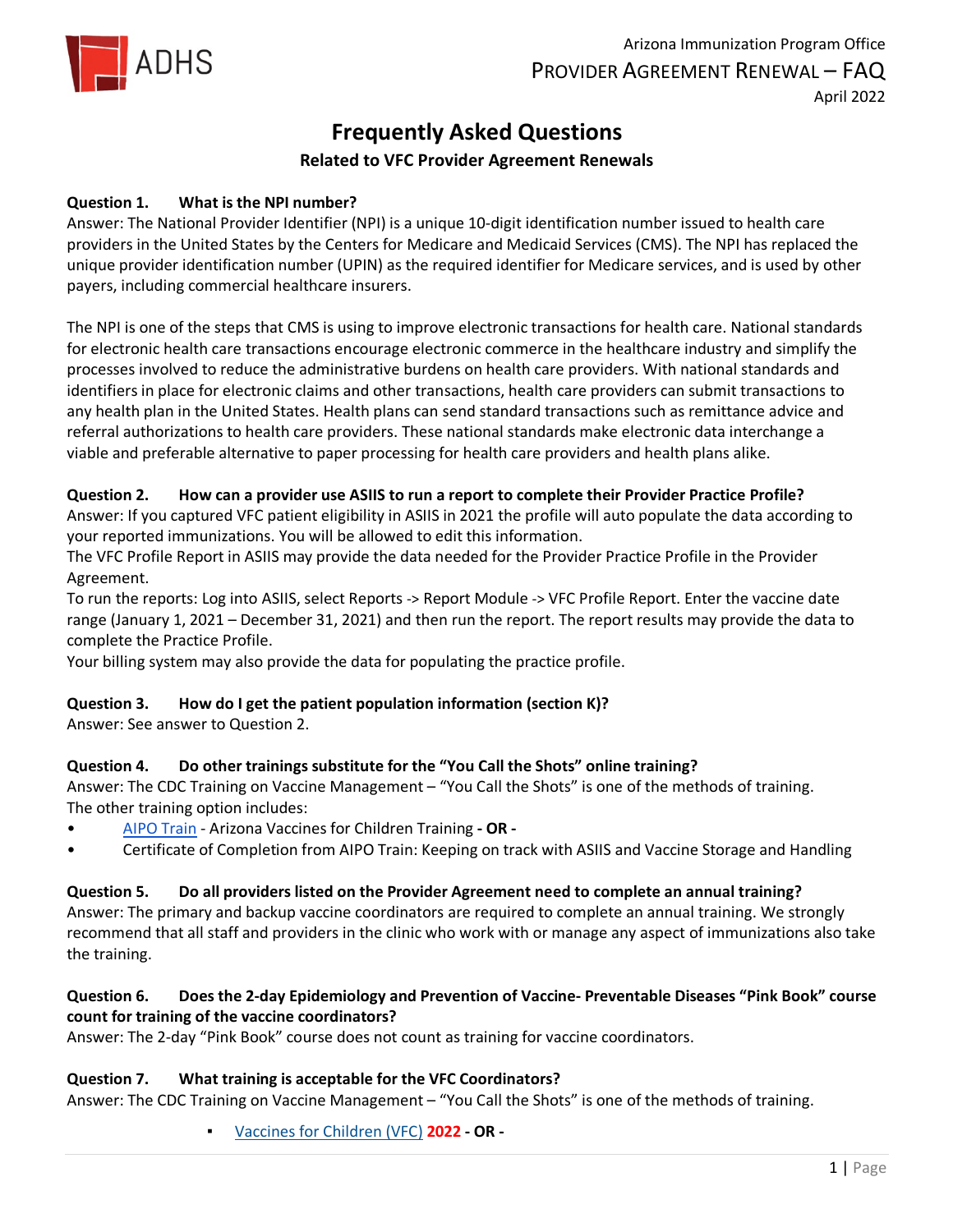Arizona Immunization Program Office
PROVIDER AGREEMENT RENEWAL – FAQ
April 2022

# Frequently Asked Questions

## Related to VFC Provider Agreement Renewals

**Question 1. What is the NPI number?**
Answer: The National Provider Identifier (NPI) is a unique 10-digit identification number issued to health care providers in the United States by the Centers for Medicare and Medicaid Services (CMS). The NPI has replaced the unique provider identification number (UPIN) as the required identifier for Medicare services, and is used by other payers, including commercial healthcare insurers.

The NPI is one of the steps that CMS is using to improve electronic transactions for health care. National standards for electronic health care transactions encourage electronic commerce in the healthcare industry and simplify the processes involved to reduce the administrative burdens on health care providers. With national standards and identifiers in place for electronic claims and other transactions, health care providers can submit transactions to any health plan in the United States. Health plans can send standard transactions such as remittance advice and referral authorizations to health care providers. These national standards make electronic data interchange a viable and preferable alternative to paper processing for health care providers and health plans alike.

**Question 2. How can a provider use ASIIS to run a report to complete their Provider Practice Profile?**
Answer: If you captured VFC patient eligibility in ASIIS in 2021 the profile will auto populate the data according to your reported immunizations. You will be allowed to edit this information.
The VFC Profile Report in ASIIS may provide the data needed for the Provider Practice Profile in the Provider Agreement.
To run the reports: Log into ASIIS, select Reports -> Report Module -> VFC Profile Report. Enter the vaccine date range (January 1, 2021 – December 31, 2021) and then run the report. The report results may provide the data to complete the Practice Profile.
Your billing system may also provide the data for populating the practice profile.

**Question 3. How do I get the patient population information (section K)?**
Answer: See answer to Question 2.

**Question 4. Do other trainings substitute for the "You Call the Shots" online training?**
Answer: The CDC Training on Vaccine Management – "You Call the Shots" is one of the methods of training.
The other training option includes:

- AIPO Train - Arizona Vaccines for Children Training **- OR -**
- Certificate of Completion from AIPO Train: Keeping on track with ASIIS and Vaccine Storage and Handling

**Question 5. Do all providers listed on the Provider Agreement need to complete an annual training?**
Answer: The primary and backup vaccine coordinators are required to complete an annual training. We strongly recommend that all staff and providers in the clinic who work with or manage any aspect of immunizations also take the training.

**Question 6. Does the 2-day Epidemiology and Prevention of Vaccine- Preventable Diseases "Pink Book" course count for training of the vaccine coordinators?**
Answer: The 2-day "Pink Book" course does not count as training for vaccine coordinators.

**Question 7. What training is acceptable for the VFC Coordinators?**
Answer: The CDC Training on Vaccine Management – "You Call the Shots" is one of the methods of training.

- Vaccines for Children (VFC) **2022 - OR -**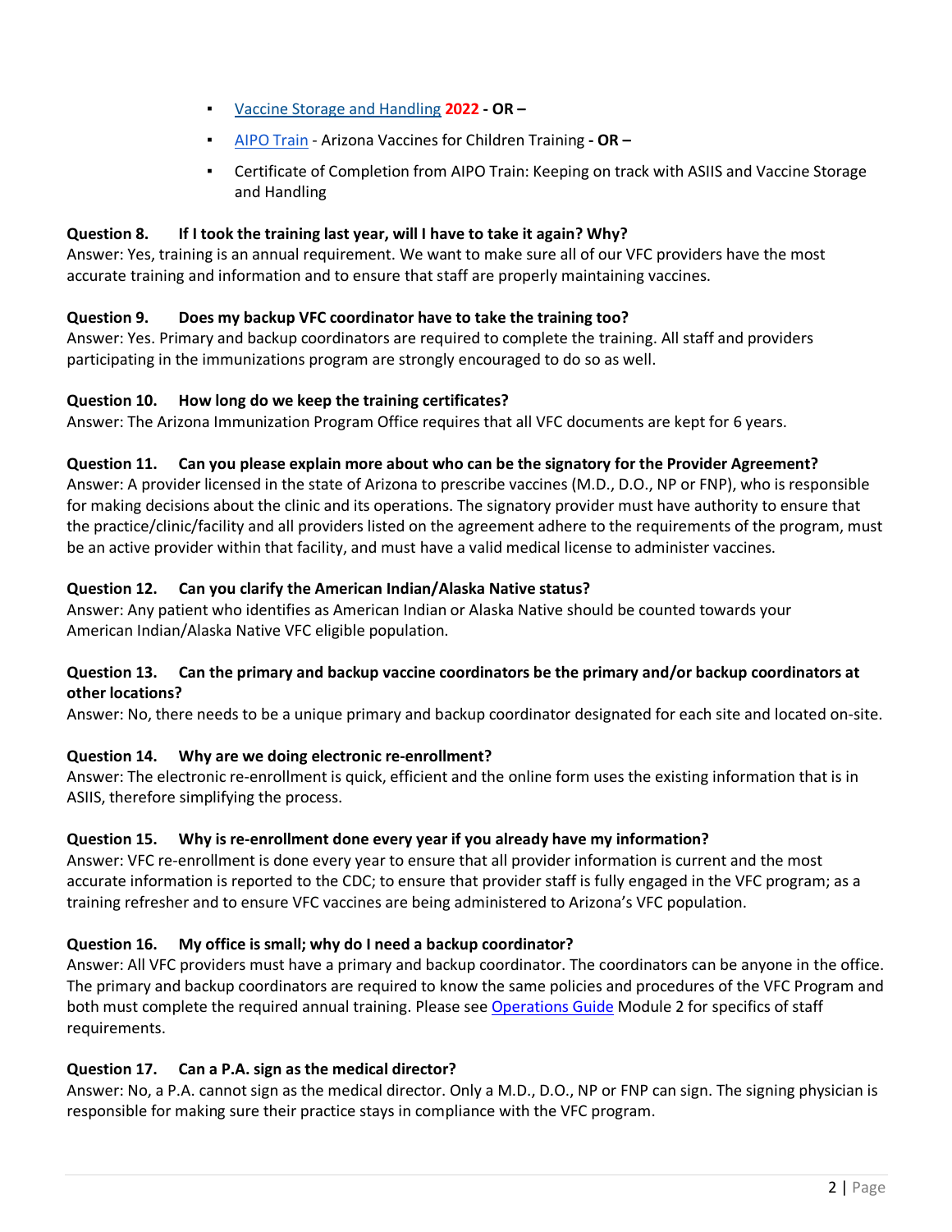- [Vaccine Storage and Handling](#) **2022 - OR –**
- [AIPO Train](#) - Arizona Vaccines for Children Training **- OR –**
- Certificate of Completion from AIPO Train: Keeping on track with ASIIS and Vaccine Storage and Handling

**Question 8. If I took the training last year, will I have to take it again? Why?**
Answer: Yes, training is an annual requirement. We want to make sure all of our VFC providers have the most accurate training and information and to ensure that staff are properly maintaining vaccines.

**Question 9. Does my backup VFC coordinator have to take the training too?**
Answer: Yes. Primary and backup coordinators are required to complete the training. All staff and providers participating in the immunizations program are strongly encouraged to do so as well.

**Question 10. How long do we keep the training certificates?**
Answer: The Arizona Immunization Program Office requires that all VFC documents are kept for 6 years.

**Question 11. Can you please explain more about who can be the signatory for the Provider Agreement?**
Answer: A provider licensed in the state of Arizona to prescribe vaccines (M.D., D.O., NP or FNP), who is responsible for making decisions about the clinic and its operations. The signatory provider must have authority to ensure that the practice/clinic/facility and all providers listed on the agreement adhere to the requirements of the program, must be an active provider within that facility, and must have a valid medical license to administer vaccines.

**Question 12. Can you clarify the American Indian/Alaska Native status?**
Answer: Any patient who identifies as American Indian or Alaska Native should be counted towards your American Indian/Alaska Native VFC eligible population.

**Question 13. Can the primary and backup vaccine coordinators be the primary and/or backup coordinators at other locations?**
Answer: No, there needs to be a unique primary and backup coordinator designated for each site and located on-site.

**Question 14. Why are we doing electronic re-enrollment?**
Answer: The electronic re-enrollment is quick, efficient and the online form uses the existing information that is in ASIIS, therefore simplifying the process.

**Question 15. Why is re-enrollment done every year if you already have my information?**
Answer: VFC re-enrollment is done every year to ensure that all provider information is current and the most accurate information is reported to the CDC; to ensure that provider staff is fully engaged in the VFC program; as a training refresher and to ensure VFC vaccines are being administered to Arizona's VFC population.

**Question 16. My office is small; why do I need a backup coordinator?**
Answer: All VFC providers must have a primary and backup coordinator. The coordinators can be anyone in the office. The primary and backup coordinators are required to know the same policies and procedures of the VFC Program and both must complete the required annual training. Please see [Operations Guide](#) Module 2 for specifics of staff requirements.

**Question 17. Can a P.A. sign as the medical director?**
Answer: No, a P.A. cannot sign as the medical director. Only a M.D., D.O., NP or FNP can sign. The signing physician is responsible for making sure their practice stays in compliance with the VFC program.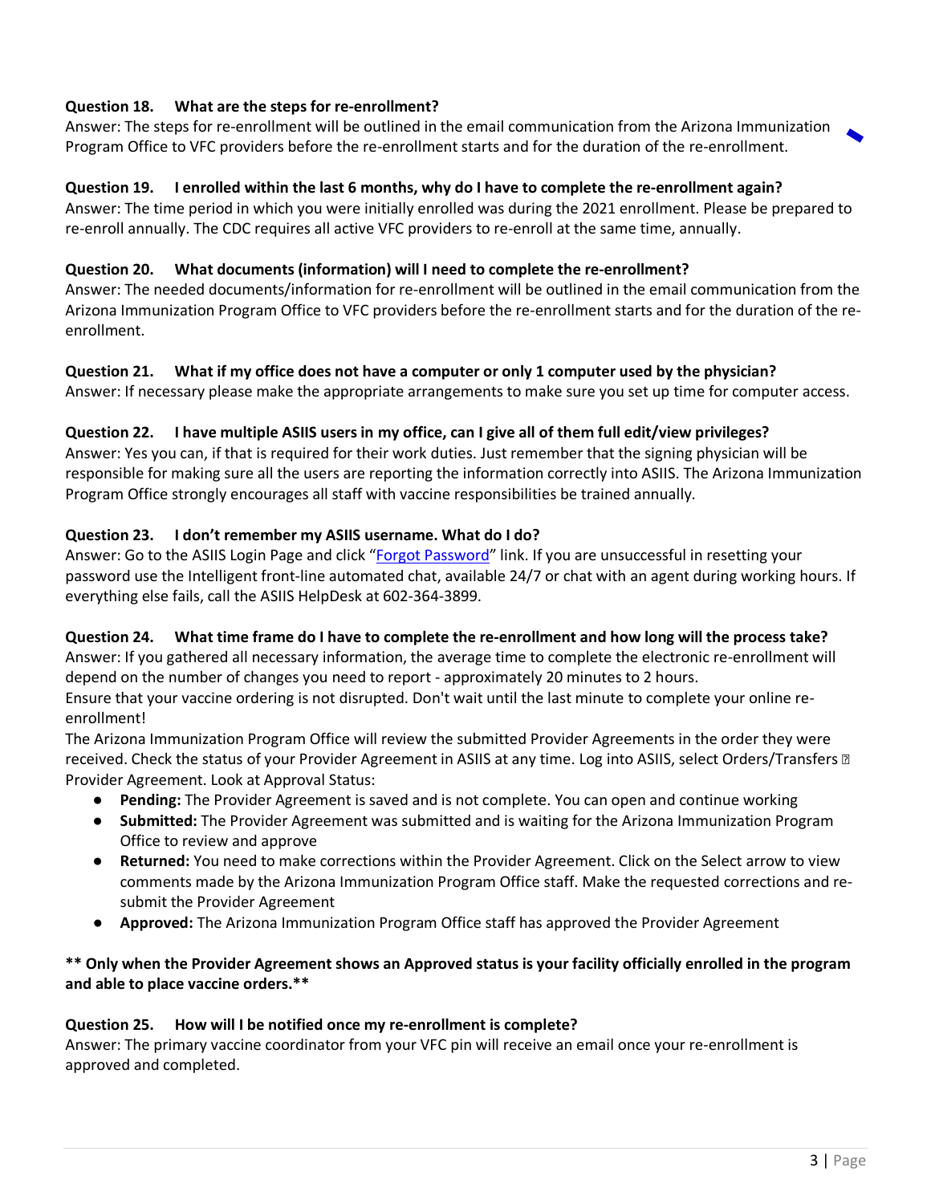**Question 18. What are the steps for re-enrollment?**

Answer: The steps for re-enrollment will be outlined in the email communication from the Arizona Immunization Program Office to VFC providers before the re-enrollment starts and for the duration of the re-enrollment.

**Question 19. I enrolled within the last 6 months, why do I have to complete the re-enrollment again?**

Answer: The time period in which you were initially enrolled was during the 2021 enrollment. Please be prepared to re-enroll annually. The CDC requires all active VFC providers to re-enroll at the same time, annually.

**Question 20. What documents (information) will I need to complete the re-enrollment?**

Answer: The needed documents/information for re-enrollment will be outlined in the email communication from the Arizona Immunization Program Office to VFC providers before the re-enrollment starts and for the duration of the re-enrollment.

**Question 21. What if my office does not have a computer or only 1 computer used by the physician?**

Answer: If necessary please make the appropriate arrangements to make sure you set up time for computer access.

**Question 22. I have multiple ASIIS users in my office, can I give all of them full edit/view privileges?**

Answer: Yes you can, if that is required for their work duties. Just remember that the signing physician will be responsible for making sure all the users are reporting the information correctly into ASIIS. The Arizona Immunization Program Office strongly encourages all staff with vaccine responsibilities be trained annually.

**Question 23. I don't remember my ASIIS username. What do I do?**

Answer: Go to the ASIIS Login Page and click "Forgot Password" link. If you are unsuccessful in resetting your password use the Intelligent front-line automated chat, available 24/7 or chat with an agent during working hours. If everything else fails, call the ASIIS HelpDesk at 602-364-3899.

**Question 24. What time frame do I have to complete the re-enrollment and how long will the process take?**

Answer: If you gathered all necessary information, the average time to complete the electronic re-enrollment will depend on the number of changes you need to report - approximately 20 minutes to 2 hours.

Ensure that your vaccine ordering is not disrupted. Don't wait until the last minute to complete your online re-enrollment!

The Arizona Immunization Program Office will review the submitted Provider Agreements in the order they were received. Check the status of your Provider Agreement in ASIIS at any time. Log into ASIIS, select Orders/Transfers → Provider Agreement. Look at Approval Status:

- **Pending:** The Provider Agreement is saved and is not complete. You can open and continue working
- **Submitted:** The Provider Agreement was submitted and is waiting for the Arizona Immunization Program Office to review and approve
- **Returned:** You need to make corrections within the Provider Agreement. Click on the Select arrow to view comments made by the Arizona Immunization Program Office staff. Make the requested corrections and re-submit the Provider Agreement
- **Approved:** The Arizona Immunization Program Office staff has approved the Provider Agreement

**\*\* Only when the Provider Agreement shows an Approved status is your facility officially enrolled in the program and able to place vaccine orders.\*\***

**Question 25. How will I be notified once my re-enrollment is complete?**

Answer: The primary vaccine coordinator from your VFC pin will receive an email once your re-enrollment is approved and completed.